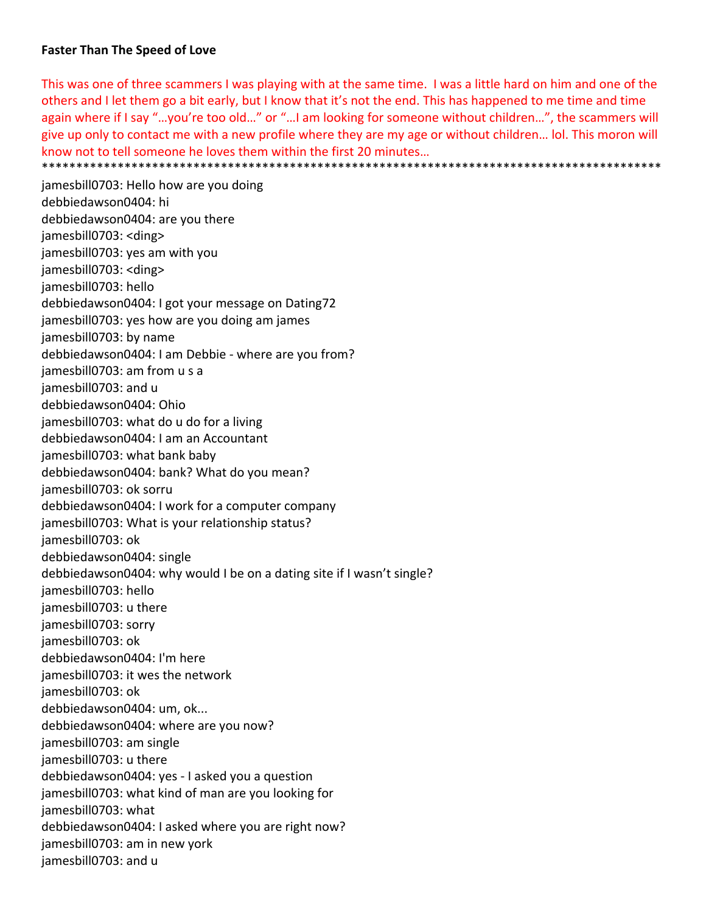**Faster Than The Speed of Love**

This was one of three scammers I was playing with at the same time. I was a little hard on him and one of the others and I let them go a bit early, but I know that it's not the end. This has happened to me time and time again where if I say "…you're too old…" or "…I am looking for someone without children…", the scammers will give up only to contact me with a new profile where they are my age or without children… lol. This moron will know not to tell someone he loves them within the first 20 minutes…
**********************************************************************************************

jamesbill0703: Hello how are you doing
debbiedawson0404: hi
debbiedawson0404: are you there
jamesbill0703: <ding>
jamesbill0703: yes am with you
jamesbill0703: <ding>
jamesbill0703: hello
debbiedawson0404: I got your message on Dating72
jamesbill0703: yes how are you doing am james
jamesbill0703: by name
debbiedawson0404: I am Debbie - where are you from?
jamesbill0703: am from u s a
jamesbill0703: and u
debbiedawson0404: Ohio
jamesbill0703: what do u do for a living
debbiedawson0404: I am an Accountant
jamesbill0703: what bank baby
debbiedawson0404: bank? What do you mean?
jamesbill0703: ok sorru
debbiedawson0404: I work for a computer company
jamesbill0703: What is your relationship status?
jamesbill0703: ok
debbiedawson0404: single
debbiedawson0404: why would I be on a dating site if I wasn't single?
jamesbill0703: hello
jamesbill0703: u there
jamesbill0703: sorry
jamesbill0703: ok
debbiedawson0404: I'm here
jamesbill0703: it wes the network
jamesbill0703: ok
debbiedawson0404: um, ok...
debbiedawson0404: where are you now?
jamesbill0703: am single
jamesbill0703: u there
debbiedawson0404: yes - I asked you a question
jamesbill0703: what kind of man are you looking for
jamesbill0703: what
debbiedawson0404: I asked where you are right now?
jamesbill0703: am in new york
jamesbill0703: and u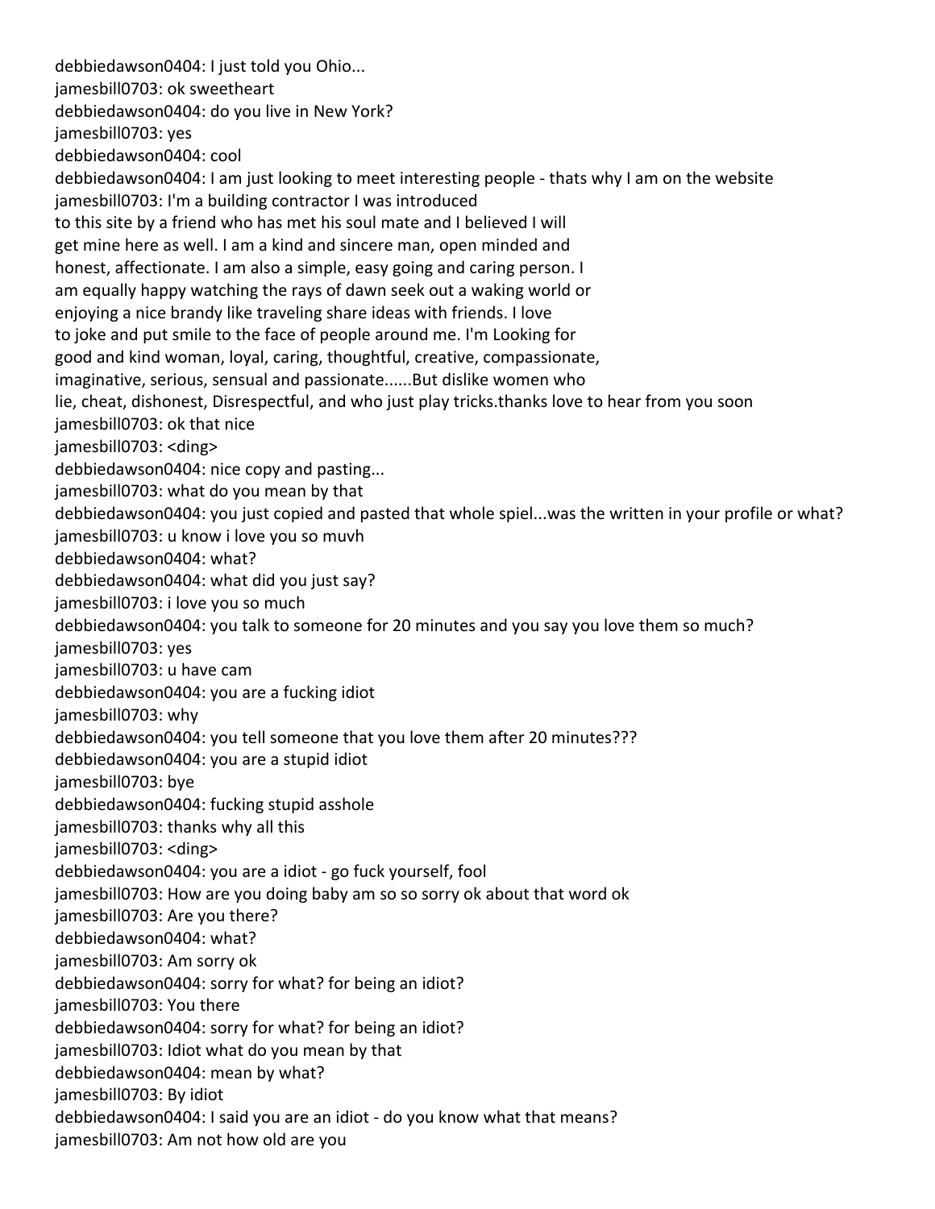debbiedawson0404: I just told you Ohio...
jamesbill0703: ok sweetheart
debbiedawson0404: do you live in New York?
jamesbill0703: yes
debbiedawson0404: cool
debbiedawson0404: I am just looking to meet interesting people - thats why I am on the website
jamesbill0703: I'm a building contractor I was introduced to this site by a friend who has met his soul mate and I believed I will get mine here as well. I am a kind and sincere man, open minded and honest, affectionate. I am also a simple, easy going and caring person. I am equally happy watching the rays of dawn seek out a waking world or enjoying a nice brandy like traveling share ideas with friends. I love to joke and put smile to the face of people around me. I'm Looking for good and kind woman, loyal, caring, thoughtful, creative, compassionate, imaginative, serious, sensual and passionate......But dislike women who lie, cheat, dishonest, Disrespectful, and who just play tricks.thanks love to hear from you soon
jamesbill0703: ok that nice
jamesbill0703: <ding>
debbiedawson0404: nice copy and pasting...
jamesbill0703: what do you mean by that
debbiedawson0404: you just copied and pasted that whole spiel...was the written in your profile or what?
jamesbill0703: u know i love you so muvh
debbiedawson0404: what?
debbiedawson0404: what did you just say?
jamesbill0703: i love you so much
debbiedawson0404: you talk to someone for 20 minutes and you say you love them so much?
jamesbill0703: yes
jamesbill0703: u have cam
debbiedawson0404: you are a fucking idiot
jamesbill0703: why
debbiedawson0404: you tell someone that you love them after 20 minutes???
debbiedawson0404: you are a stupid idiot
jamesbill0703: bye
debbiedawson0404: fucking stupid asshole
jamesbill0703: thanks why all this
jamesbill0703: <ding>
debbiedawson0404: you are a idiot - go fuck yourself, fool
jamesbill0703: How are you doing baby am so so sorry ok about that word ok
jamesbill0703: Are you there?
debbiedawson0404: what?
jamesbill0703: Am sorry ok
debbiedawson0404: sorry for what? for being an idiot?
jamesbill0703: You there
debbiedawson0404: sorry for what? for being an idiot?
jamesbill0703: Idiot what do you mean by that
debbiedawson0404: mean by what?
jamesbill0703: By idiot
debbiedawson0404: I said you are an idiot - do you know what that means?
jamesbill0703: Am not how old are you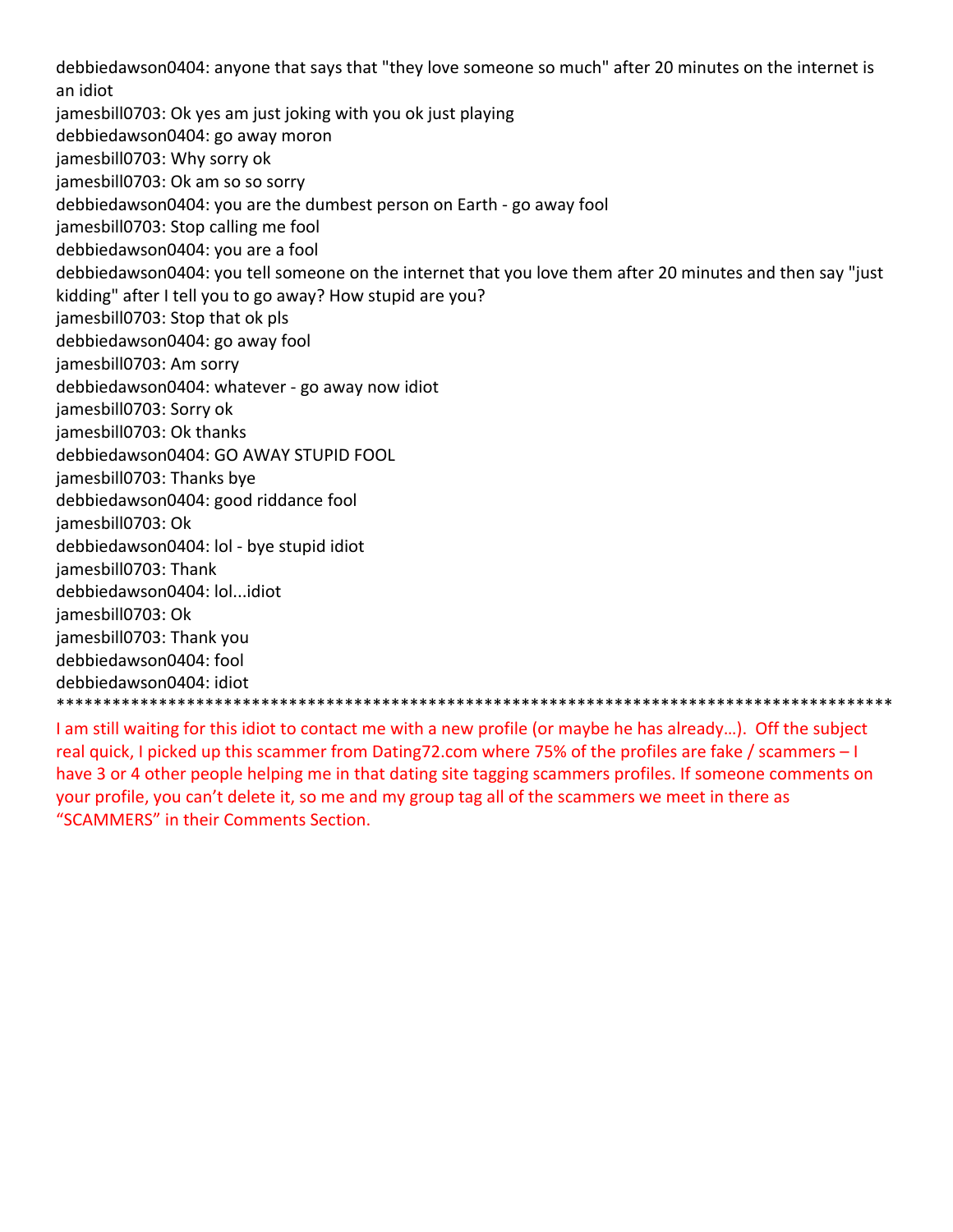debbiedawson0404: anyone that says that "they love someone so much" after 20 minutes on the internet is an idiot
jamesbill0703: Ok yes am just joking with you ok just playing
debbiedawson0404: go away moron
jamesbill0703: Why sorry ok
jamesbill0703: Ok am so so sorry
debbiedawson0404: you are the dumbest person on Earth - go away fool
jamesbill0703: Stop calling me fool
debbiedawson0404: you are a fool
debbiedawson0404: you tell someone on the internet that you love them after 20 minutes and then say "just kidding" after I tell you to go away? How stupid are you?
jamesbill0703: Stop that ok pls
debbiedawson0404: go away fool
jamesbill0703: Am sorry
debbiedawson0404: whatever - go away now idiot
jamesbill0703: Sorry ok
jamesbill0703: Ok thanks
debbiedawson0404: GO AWAY STUPID FOOL
jamesbill0703: Thanks bye
debbiedawson0404: good riddance fool
jamesbill0703: Ok
debbiedawson0404: lol - bye stupid idiot
jamesbill0703: Thank
debbiedawson0404: lol...idiot
jamesbill0703: Ok
jamesbill0703: Thank you
debbiedawson0404: fool
debbiedawson0404: idiot

***************************************************************************************************

I am still waiting for this idiot to contact me with a new profile (or maybe he has already…). Off the subject real quick, I picked up this scammer from Dating72.com where 75% of the profiles are fake / scammers – I have 3 or 4 other people helping me in that dating site tagging scammers profiles. If someone comments on your profile, you can't delete it, so me and my group tag all of the scammers we meet in there as "SCAMMERS" in their Comments Section.